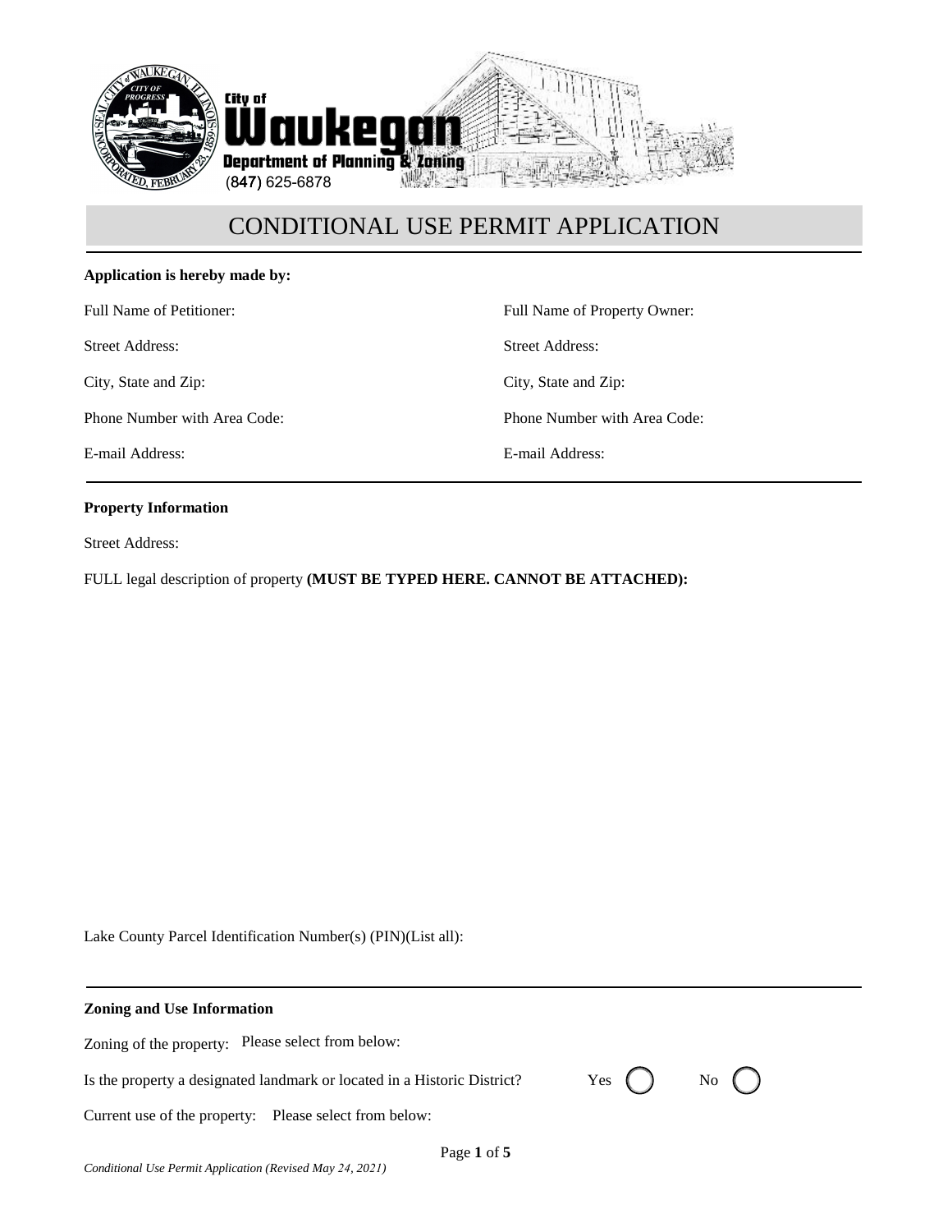City of Waukegan
Department of Planning & Zoning
(847) 625-6878

# CONDITIONAL USE PERMIT APPLICATION

**Application is hereby made by:**

Full Name of Petitioner:

Street Address:

City, State and Zip:

Phone Number with Area Code:

E-mail Address:

Full Name of Property Owner:

Street Address:

City, State and Zip:

Phone Number with Area Code:

E-mail Address:

**Property Information**

Street Address:

FULL legal description of property **(MUST BE TYPED HERE. CANNOT BE ATTACHED):**

Lake County Parcel Identification Number(s) (PIN)(List all):

**Zoning and Use Information**

Zoning of the property: Please select from below:

Is the property a designated landmark or located in a Historic District? Yes ◯ No ◯

Current use of the property: Please select from below:

*Conditional Use Permit Application (Revised May 24, 2021)*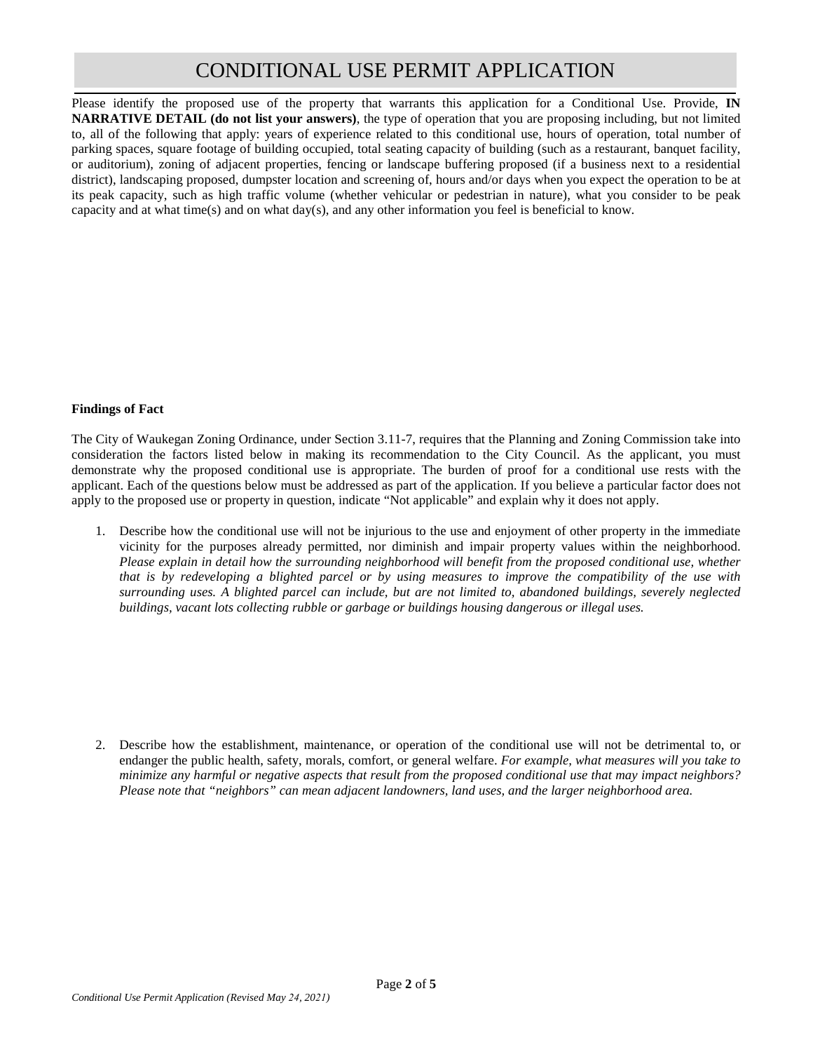# CONDITIONAL USE PERMIT APPLICATION

Please identify the proposed use of the property that warrants this application for a Conditional Use. Provide, **IN NARRATIVE DETAIL (do not list your answers)**, the type of operation that you are proposing including, but not limited to, all of the following that apply: years of experience related to this conditional use, hours of operation, total number of parking spaces, square footage of building occupied, total seating capacity of building (such as a restaurant, banquet facility, or auditorium), zoning of adjacent properties, fencing or landscape buffering proposed (if a business next to a residential district), landscaping proposed, dumpster location and screening of, hours and/or days when you expect the operation to be at its peak capacity, such as high traffic volume (whether vehicular or pedestrian in nature), what you consider to be peak capacity and at what time(s) and on what day(s), and any other information you feel is beneficial to know.

**Findings of Fact**

The City of Waukegan Zoning Ordinance, under Section 3.11-7, requires that the Planning and Zoning Commission take into consideration the factors listed below in making its recommendation to the City Council. As the applicant, you must demonstrate why the proposed conditional use is appropriate. The burden of proof for a conditional use rests with the applicant. Each of the questions below must be addressed as part of the application. If you believe a particular factor does not apply to the proposed use or property in question, indicate "Not applicable" and explain why it does not apply.

1. Describe how the conditional use will not be injurious to the use and enjoyment of other property in the immediate vicinity for the purposes already permitted, nor diminish and impair property values within the neighborhood. *Please explain in detail how the surrounding neighborhood will benefit from the proposed conditional use, whether that is by redeveloping a blighted parcel or by using measures to improve the compatibility of the use with surrounding uses. A blighted parcel can include, but are not limited to, abandoned buildings, severely neglected buildings, vacant lots collecting rubble or garbage or buildings housing dangerous or illegal uses.*

2. Describe how the establishment, maintenance, or operation of the conditional use will not be detrimental to, or endanger the public health, safety, morals, comfort, or general welfare. *For example, what measures will you take to minimize any harmful or negative aspects that result from the proposed conditional use that may impact neighbors? Please note that "neighbors" can mean adjacent landowners, land uses, and the larger neighborhood area.*

*Conditional Use Permit Application (Revised May 24, 2021)*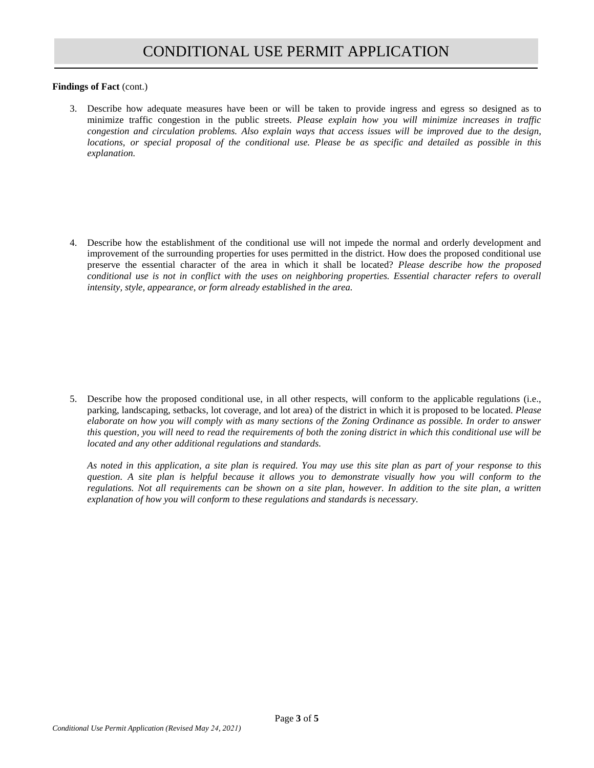# CONDITIONAL USE PERMIT APPLICATION

**Findings of Fact** (cont.)

3. Describe how adequate measures have been or will be taken to provide ingress and egress so designed as to minimize traffic congestion in the public streets. *Please explain how you will minimize increases in traffic congestion and circulation problems. Also explain ways that access issues will be improved due to the design, locations, or special proposal of the conditional use. Please be as specific and detailed as possible in this explanation.*

4. Describe how the establishment of the conditional use will not impede the normal and orderly development and improvement of the surrounding properties for uses permitted in the district. How does the proposed conditional use preserve the essential character of the area in which it shall be located? *Please describe how the proposed conditional use is not in conflict with the uses on neighboring properties. Essential character refers to overall intensity, style, appearance, or form already established in the area.*

5. Describe how the proposed conditional use, in all other respects, will conform to the applicable regulations (i.e., parking, landscaping, setbacks, lot coverage, and lot area) of the district in which it is proposed to be located. *Please elaborate on how you will comply with as many sections of the Zoning Ordinance as possible. In order to answer this question, you will need to read the requirements of both the zoning district in which this conditional use will be located and any other additional regulations and standards.*

   *As noted in this application, a site plan is required. You may use this site plan as part of your response to this question. A site plan is helpful because it allows you to demonstrate visually how you will conform to the regulations. Not all requirements can be shown on a site plan, however. In addition to the site plan, a written explanation of how you will conform to these regulations and standards is necessary.*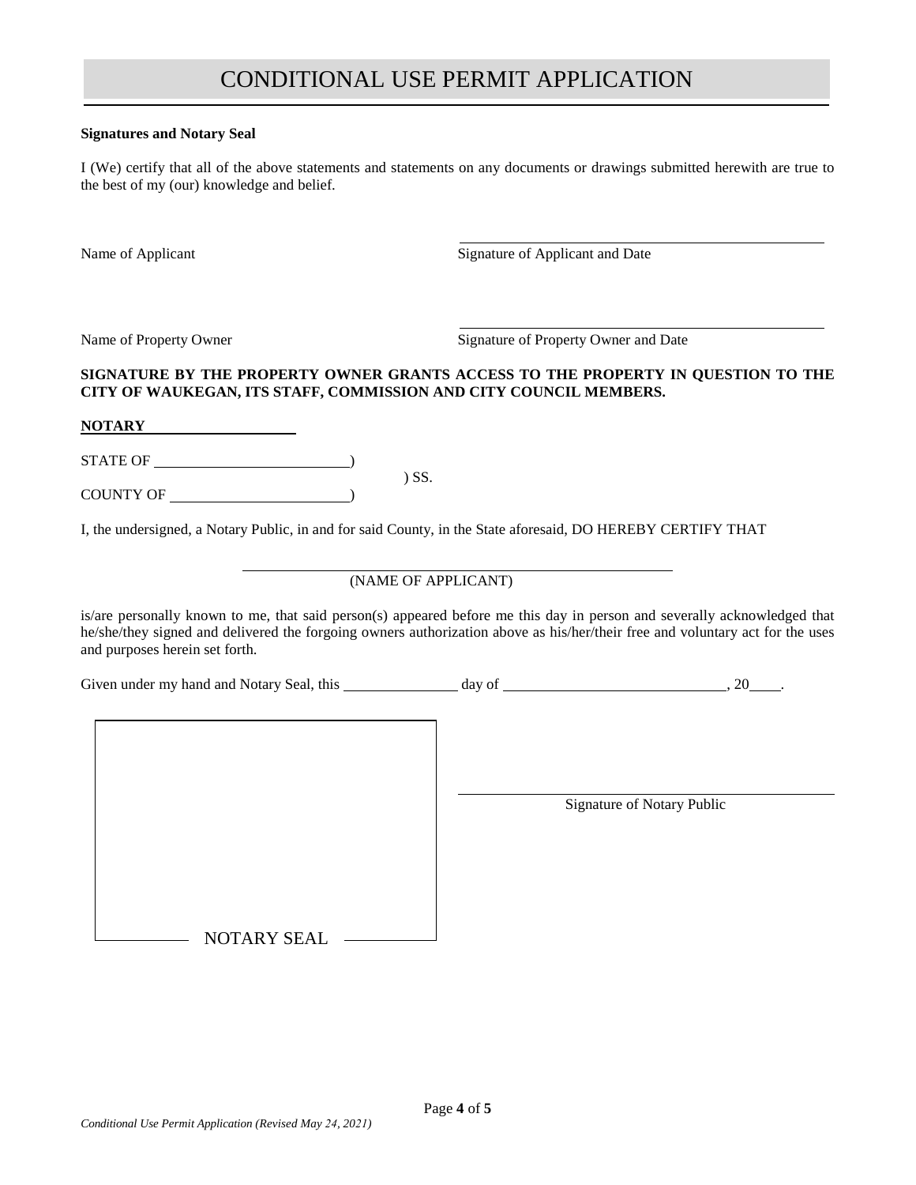# CONDITIONAL USE PERMIT APPLICATION

**Signatures and Notary Seal**

I (We) certify that all of the above statements and statements on any documents or drawings submitted herewith are true to the best of my (our) knowledge and belief.

Name of Applicant ____________________ Signature of Applicant and Date

Name of Property Owner ____________________ Signature of Property Owner and Date

**SIGNATURE BY THE PROPERTY OWNER GRANTS ACCESS TO THE PROPERTY IN QUESTION TO THE CITY OF WAUKEGAN, ITS STAFF, COMMISSION AND CITY COUNCIL MEMBERS.**

**NOTARY**

STATE OF ____________________)
) SS.
COUNTY OF ____________________)

I, the undersigned, a Notary Public, in and for said County, in the State aforesaid, DO HEREBY CERTIFY THAT

____________________
(NAME OF APPLICANT)

is/are personally known to me, that said person(s) appeared before me this day in person and severally acknowledged that he/she/they signed and delivered the forgoing owners authorization above as his/her/their free and voluntary act for the uses and purposes herein set forth.

Given under my hand and Notary Seal, this __________ day of ____________________, 20____.

NOTARY SEAL

____________________
Signature of Notary Public

*Conditional Use Permit Application (Revised May 24, 2021)*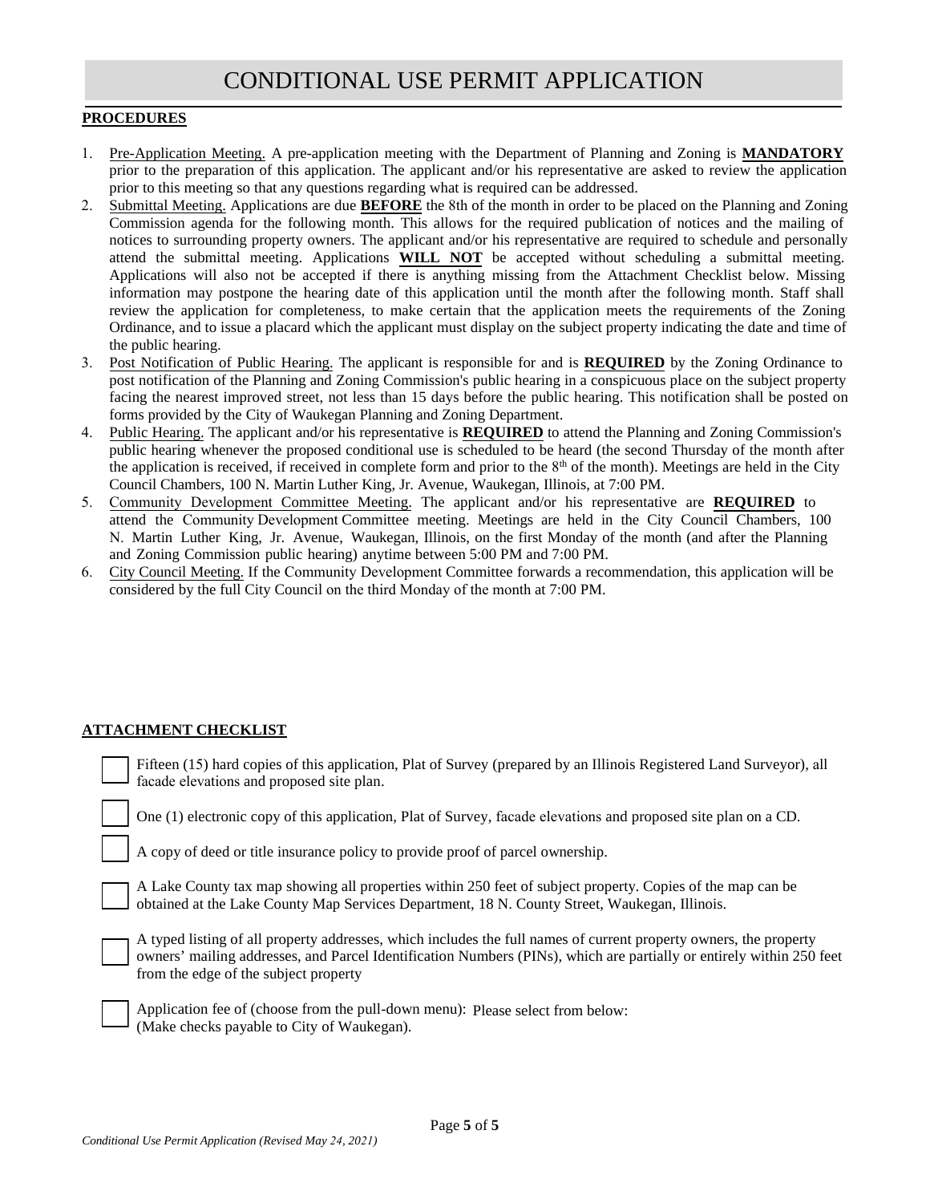# CONDITIONAL USE PERMIT APPLICATION

**PROCEDURES**

1. Pre-Application Meeting. A pre-application meeting with the Department of Planning and Zoning is **MANDATORY** prior to the preparation of this application. The applicant and/or his representative are asked to review the application prior to this meeting so that any questions regarding what is required can be addressed.
2. Submittal Meeting. Applications are due **BEFORE** the 8th of the month in order to be placed on the Planning and Zoning Commission agenda for the following month. This allows for the required publication of notices and the mailing of notices to surrounding property owners. The applicant and/or his representative are required to schedule and personally attend the submittal meeting. Applications **WILL NOT** be accepted without scheduling a submittal meeting. Applications will also not be accepted if there is anything missing from the Attachment Checklist below. Missing information may postpone the hearing date of this application until the month after the following month. Staff shall review the application for completeness, to make certain that the application meets the requirements of the Zoning Ordinance, and to issue a placard which the applicant must display on the subject property indicating the date and time of the public hearing.
3. Post Notification of Public Hearing. The applicant is responsible for and is **REQUIRED** by the Zoning Ordinance to post notification of the Planning and Zoning Commission's public hearing in a conspicuous place on the subject property facing the nearest improved street, not less than 15 days before the public hearing. This notification shall be posted on forms provided by the City of Waukegan Planning and Zoning Department.
4. Public Hearing. The applicant and/or his representative is **REQUIRED** to attend the Planning and Zoning Commission's public hearing whenever the proposed conditional use is scheduled to be heard (the second Thursday of the month after the application is received, if received in complete form and prior to the 8th of the month). Meetings are held in the City Council Chambers, 100 N. Martin Luther King, Jr. Avenue, Waukegan, Illinois, at 7:00 PM.
5. Community Development Committee Meeting. The applicant and/or his representative are **REQUIRED** to attend the Community Development Committee meeting. Meetings are held in the City Council Chambers, 100 N. Martin Luther King, Jr. Avenue, Waukegan, Illinois, on the first Monday of the month (and after the Planning and Zoning Commission public hearing) anytime between 5:00 PM and 7:00 PM.
6. City Council Meeting. If the Community Development Committee forwards a recommendation, this application will be considered by the full City Council on the third Monday of the month at 7:00 PM.

**ATTACHMENT CHECKLIST**

- [ ] Fifteen (15) hard copies of this application, Plat of Survey (prepared by an Illinois Registered Land Surveyor), all facade elevations and proposed site plan.
- [ ] One (1) electronic copy of this application, Plat of Survey, facade elevations and proposed site plan on a CD.
- [ ] A copy of deed or title insurance policy to provide proof of parcel ownership.
- [ ] A Lake County tax map showing all properties within 250 feet of subject property. Copies of the map can be obtained at the Lake County Map Services Department, 18 N. County Street, Waukegan, Illinois.
- [ ] A typed listing of all property addresses, which includes the full names of current property owners, the property owners' mailing addresses, and Parcel Identification Numbers (PINs), which are partially or entirely within 250 feet from the edge of the subject property
- [ ] Application fee of (choose from the pull-down menu): Please select from below: (Make checks payable to City of Waukegan).

*Conditional Use Permit Application (Revised May 24, 2021)*